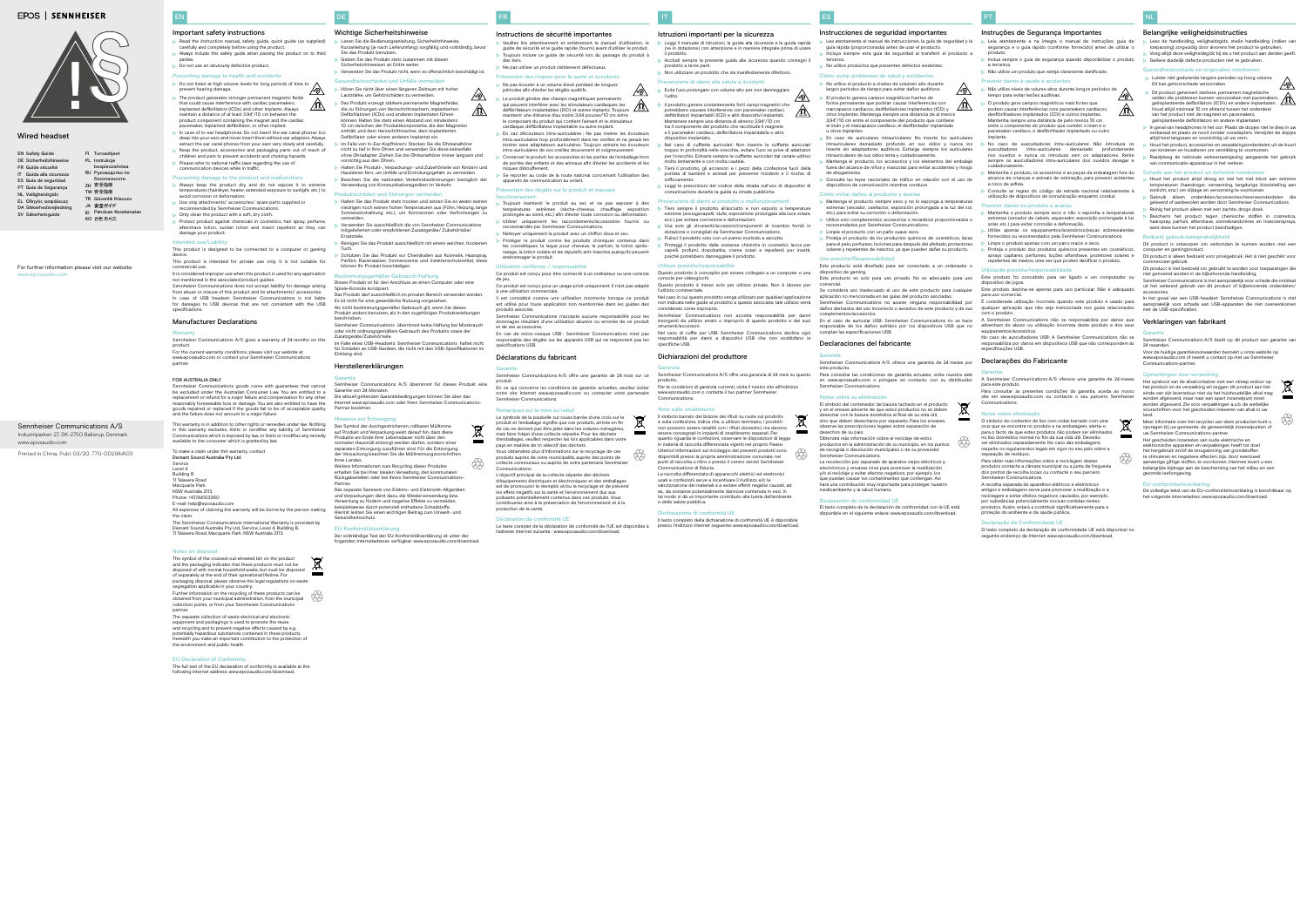EPOS | SENNHEISER

# Wired headset

EN Safety Guide
DE Sicherheitshinweise
FR Guide sécurité
IT Guida alla sicurezza
ES Guía de seguridad
PT Guia de Segurança
NL Veiligheidsgids
EL Οδηγός ασφάλειας
DA Sikkerhedsvejledning
SV Säkerhetsguide
FI Turvaohjeet
PL Instrukcje bezpieczeństwa
RU Руководство по безопасности
ZH 安全指南
TW 安全指南
TR Güvenlik Kılavuzu
JA 安全ガイド
ID Panduan Keselamatan
KO 안전 가이드

For further information please visit our website: www.eposaudio.com

Sennheiser Communications A/S
Industriparken 27, DK-2750 Ballerup, Denmark
www.eposaudio.com

Printed in China. Publ. 03/20, 770-00298/A03

## EN

### Important safety instructions

- Read the instruction manual, safety guide, quick guide (as supplied) carefully and completely before using the product.
- Always include this safety guide when passing the product on to third parties.
- Do not use an obviously defective product.

#### Preventing damage to health and accidents

- Do not listen at high volume levels for long periods of time to prevent hearing damage.
- The product generates stronger permanent magnetic fields that could cause interference with cardiac pacemakers, implanted defibrillators (ICDs) and other implants. Always maintain a distance of at least 3.94"/10 cm between the product component containing the magnet and the cardiac pacemaker, implanted defibrillator, or other implant.
- In case of in-ear headphones: Do not insert the ear canal phones too deep into your ears and never insert them without ear adapters. Always extract the ear canal phones from your ears very slowly and carefully.
- Keep the product, accessories and packaging parts out of reach of children and pets to prevent accidents and choking hazards.
- Please refer to national traffic laws regarding the use of communication devices while in traffic.

#### Preventing damage to the product and malfunctions

- Always keep the product dry and do not expose it to extreme temperatures (hairdryer, heater, extended exposure to sunlight, etc.) to avoid corrosion or deformation.
- Use only attachments/ accessories/ spare parts supplied or recommended by Sennheiser Communications.
- Only clean the product with a soft, dry cloth.
- Protect product against chemicals in cosmetics, hair spray, perfume, aftershave lotion, suntan lotion and insect repellent as they can damage your product.

#### Intended use/Liability

This product is intended to be connected to a computer or gaming device.

This product is intended for private use only. It is not suitable for commercial use.

It is considered improper use when this product is used for any application not mentioned in the associated product guides.

Sennheiser Communications does not accept liability for damage arising from abuse or misuse of this product and its attachments/ accessories.

In case of USB headset: Sennheiser Communications is not liable for damages to USB devices that are not consistent with the USB specifications.

### Manufacturer Declarations

#### Warranty

Sennheiser Communications A/S gives a warranty of 24 months on this product.

For the current warranty conditions, please visit our website at www.eposaudio.com or contact your Sennheiser Communications partner.

**FOR AUSTRALIA ONLY**

Sennheiser Communications' goods come with guarantees that cannot be excluded under the Australian Consumer Law. You are entitled to a replacement or refund for a major failure and compensation for any other reasonably foreseeable loss or damage. You are also entitled to have the goods repaired or replaced if the goods fail to be of acceptable quality and the failure does not amount to a major failure.

This warranty is in addition to other rights or remedies under law. Nothing in this warranty excludes, limits or modifies any liability of Sennheiser Communications which is imposed by law, or limits or modifies any remedy available to the consumer which is granted by law.

To make a claim under this warranty, contact
**Demant Sound Australia Pty Ltd**
Service
Level 4
Building B
11 Talavera Road
Macquarie Park
NSW Australia 2113.
Phone: +61761103360
E-mail: help@eposaudio.com

All expenses of claiming the warranty will be borne by the person making the claim.

The Sennheiser Communications International Warranty is provided by Demant Sound Australia Pty Ltd, Service, Level 4, Building B, 11 Talavera Road, Macquarie Park, NSW Australia 2113.

#### Notes on disposal

The symbol of the crossed-out wheeled bin on the product and the packaging indicates that these products must not be disposed of with normal household waste, but must be disposed of separately at the end of their operational lifetime. For packaging disposal, please observe the legal regulations on waste segregation applicable in your country.

Further information on the recycling of these products can be obtained from your municipal administration, from the municipal collection points, or from your Sennheiser Communications partner.

The separate collection of waste electrical and electronic equipment and packagings is used to promote the reuse and recycling and to prevent negative effects caused by e.g. potentially hazardous substances contained in these products. Herewith you make an important contribution to the protection of the environment and public health.

#### EU Declaration of Conformity

The full text of the EU declaration of conformity is available at the following internet address: www.eposaudio.com/download.

## DE

### Wichtige Sicherheitshinweise

- Lesen Sie die Bedienungsanleitung, Sicherheitshinweise, Kurzanleitung (je nach Lieferumfang) sorgfältig und vollständig, bevor Sie das Produkt benutzen.
- Geben Sie das Produkt stets zusammen mit diesen Sicherheitshinweisen an Dritte weiter.
- Verwenden Sie das Produkt nicht, wenn es offensichtlich beschädigt ist.

#### Gesundheitsschäden und Unfälle vermeiden

- Hören Sie nicht über einen längeren Zeitraum mit hoher Lautstärke, um Gehörschäden zu vermeiden.
- Das Produkt erzeugt stärkere permanente Magnetfelder, die zu Störungen von Herzschrittmachern, implantierten Defibrillatoren (ICDs) und anderen Implantaten führen können. Halten Sie stets einen Abstand von mindestens 10 cm zwischen der Produktkomponente, die den Magneten enthält, und dem Herzschrittmacher, dem implantierten Defibrillator oder einem anderen Implantat ein.
- Im Falle von In-Ear-Kopfhörern: Stecken Sie die Ohrkanalhörer nicht zu tief in Ihre Ohren und verwenden Sie diese keinesfalls ohne Ohradapter. Ziehen Sie die Ohrkanalhörer immer langsam und vorsichtig aus den Ohren.
- Halten Sie Produkt-, Verpackungs- und Zubehörteile von Kindern und Haustieren fern, um Unfälle und Erstickungsgefahr zu vermeiden.
- Beachten Sie die nationalen Verkehrsbestimmungen bezüglich der Verwendung von Kommunikationsgeräten im Verkehr.

#### Produktschäden und Störungen vermeiden

- Halten Sie das Produkt stets trocken und setzen Sie es weder extrem niedrigen noch extrem hohen Temperaturen aus (Föhn, Heizung, lange Sonneneinstrahlung etc.), um Korrosionen oder Verformungen zu vermeiden.
- Verwenden Sie ausschließlich die von Sennheiser Communications mitgelieferten oder empfohlenen Zusatzgeräte/ Zubehörteile/ Ersatzteile.
- Reinigen Sie das Produkt ausschließlich mit einem weichen, trockenen Tuch.
- Schützen Sie das Produkt vor Chemikalien aus Kosmetik, Haarspray, Parfüm, Rasierwasser, Sonnencreme und Insektenschutzmittel, diese können Ihr Produkt beschädigen.

#### Bestimmungsgemäßer Gebrauch/Haftung

Dieses Produkt ist für den Anschluss an einen Computer oder eine Spiele-Konsole konzipiert.

Das Produkt darf ausschließlich im privaten Bereich verwendet werden. Es ist nicht für eine gewerbliche Nutzung vorgesehen.

Als nicht bestimmungsgemäßer Gebrauch gilt, wenn Sie dieses Produkt anders benutzen, als in den zugehörigen Produktanleitungen beschrieben.

Sennheiser Communications übernimmt keine Haftung bei Missbrauch oder nicht ordnungsgemäßem Gebrauch des Produkts sowie der Zusatzgeräte/Zubehörteile.

Im Falle eines USB-Headsets: Sennheiser Communications haftet nicht für Schäden an USB-Geräten, die nicht mit den USB-Spezifikationen im Einklang sind.

### Herstellererklärungen

#### Garantie

Sennheiser Communications A/S übernimmt für dieses Produkt eine Garantie von 24 Monaten.

Die aktuell geltenden Garantiebedingungen können Sie über das Internet www.eposaudio.com oder Ihren Sennheiser Communications-Partner beziehen.

#### Hinweise zur Entsorgung

Das Symbol der durchgestrichenen, rollbaren Mülltonne auf Produkt und Verpackung weist darauf hin, dass diese Produkte am Ende ihrer Lebensdauer nicht über den normalen Hausmüll entsorgt werden dürfen, sondern einer separaten Entsorgung zuzuführen sind. Für die Entsorgung der Verpackung beachten Sie die Mülltrennungsvorschriften Ihres Landes.

Weitere Informationen zum Recycling dieser Produkte erhalten Sie bei Ihrer lokalen Verwaltung, den kommunalen Rückgabestellen oder bei Ihrem Sennheiser Communications-Partner.

Das separate Sammeln von Elektro- und Elektronik-Altgeräten und Verpackungen dient dazu, die Wiederverwendung bzw. Verwertung zu fördern und negative Effekte zu vermeiden, beispielsweise durch potenziell enthaltene Schadstoffe. Hiermit leisten Sie einen wichtigen Beitrag zum Umwelt- und Gesundheitsschutz.

#### EU-Konformitätserklärung

Der vollständige Text der EU-Konformitätserklärung ist unter der folgenden Internetadresse verfügbar: www.eposaudio.com/download.

## FR

### Instructions de sécurité importantes

- Veuillez lire attentivement et entièrement le manuel d'utilisation, le guide de sécurité et le guide rapide (fourni) avant d'utiliser le produit.
- Toujours inclure ce guide de sécurité lors du passage du produit à des tiers.
- Ne pas utiliser un produit visiblement défectueux.

#### Prévention des risques pour la santé et accidents

- Ne pas écouter à un volume élevé pendant de longues périodes afin d'éviter les dégâts auditifs.
- Le produit génère des champs magnétiques permanents qui peuvent interférer avec les stimulateurs cardiaques, les défibrillateurs implantables (DCI) et autres implants. Toujours maintenir une distance d'au moins 3,94 pouces/10 cm entre le composant du produit qui contient l'aimant et le stimulateur cardiaque, défibrillateur implantable ou autre implant.
- En cas d'écouteurs intra-auriculaires : Ne pas insérer les écouteurs intra-auriculaires trop profondément dans les oreilles et ne jamais les insérer sans adaptateurs auriculaires. Toujours extraire les écouteurs intra-auriculaires de vos oreilles doucement et soigneusement.
- Conserver le produit, les accessoires et les parties de l'emballage hors de portée des enfants et des animaux afin d'éviter les accidents et les risques d'étouffement.
- Se reporter au code de la route national concernant l'utilisation des appareils de communication au volant.

#### Prévention des dégâts sur le produit et mauvais fonctionnement

- Toujours maintenir le produit au sec et ne pas exposer à des températures extrêmes (sèche-cheveux, chauffage, exposition prolongée au soleil, etc.) afin d'éviter toute corrosion ou déformation.
- Utiliser uniquement les raccordements/accessoires fournis ou recommandés par Sennheiser Communications.
- Nettoyer uniquement le produit avec un chiffon doux et sec.
- Protéger le produit contre les produits chimiques contenus dans les cosmétiques, la laque pour cheveux, le parfum, la lotion après-rasage, la lotion solaire et les répulsifs anti-insectes puisqu'ils peuvent endommager le produit.

#### Utilisation conforme / responsabilité

Ce produit est conçu pour être connecté à un ordinateur ou une console de jeu.

Ce produit est conçu pour un usage privé uniquement. Il n'est pas adapté à une utilisation commerciale.

Il est considéré comme une utilisation incorrecte lorsque ce produit est utilisé pour toute application non mentionnée dans les guides des produits associés.

Sennheiser Communications n'accepte aucune responsabilité pour les dommages résultant d'une utilisation abusive ou erronée de ce produit et de ses accessoires.

En cas de micro-casque USB : Sennheiser Communications n'est pas responsable des dégâts sur les appareils USB qui ne respectent pas les spécifications USB.

### Déclarations du fabricant

#### Garantie

Sennheiser Communications A/S offre une garantie de 24 mois sur ce produit.

En ce qui concerne les conditions de garantie actuelles, veuillez visiter notre site Internet www.eposaudio.com ou contacter votre partenaire Sennheiser Communications.

#### Remarques sur la mise au rebut

Le symbole de la poubelle sur roues barrée d'une croix sur le produit et l'emballage signifie que ces produits, arrivés en fin de vie, ne doivent pas être jetés dans les ordures ménagères, mais faire l'objet d'une collecte séparée. Pour les déchets d'emballages, veuillez respecter les lois applicables dans votre pays en matière de tri sélectif des déchets.

Vous obtiendrez plus d'informations sur le recyclage de ces produits auprès de votre municipalité, auprès des points de collecte communaux ou auprès de votre partenaire Sennheiser Communications.

L'objectif principal de la collecte séparée des déchets d'équipements électriques et électroniques et des emballages est de promouvoir le réemploi et/ou le recyclage et de prévenir les effets négatifs sur la santé et l'environnement dus aux polluants potentiellement contenus dans ces produits. Vous contribuerez ainsi à la préservation de l'environnement et à la protection de la santé.

#### Déclaration de conformité UE

Le texte complet de la déclaration de conformité de l'UE est disponible à l'adresse internet suivante : www.eposaudio.com/download.

## IT

### Istruzioni importanti per la sicurezza

- Leggi il manuale di istruzioni, la guida alla sicurezza e la guida rapida (se in dotazione) con attenzione e in maniera integrale prima di usare il prodotto.
- Accludi sempre la presente guida alla sicurezza quando consegni il prodotto a terze parti.
- Non utilizzare un prodotto che sia manifestamente difettoso.

#### Prevenzione di danni alla salute e incidenti

- Evita l'uso prolungato con volume alto per non danneggiare l'udito.
- Il prodotto genera costantemente forti campi magnetici che potrebbero causare interferenze con pacemaker cardiaci, defibrillatori impiantabili (ICD) e altri dispositivi impiantati. Mantenere sempre una distanza di almeno 3,94"/10 cm tra il componente del prodotto che racchiude il magnete e il pacemaker cardiaco, defibrillatore impiantabile o altro dispositivo impiantato.
- Nel caso di cuffiette auricolari: Non inserire le cuffiette auricolari troppo in profondità nelle orecchie, evitare l'uso ne privo di adattatori per l'orecchio. Estrarre sempre le cuffiette auricolari dal canale uditivo molto lentamente e con molta cautela.
- Tieni il prodotto, gli accessori e i pezzi della confezione fuori della portata di bambini e animali per prevenire incidenti e il rischio di soffocamento.
- Leggi le prescrizioni del codice della strada sull'uso di dispositivi di comunicazione durante la guida su strade pubbliche.

#### Prevenzione di danni al prodotto e malfunzionamenti

- Tieni sempre il prodotto all'asciutto e non esporlo a temperature estreme (asciugacapelli, stufe, esposizione prolungata alla luce solare, ecc.) per evitare corrosione e deformazioni.
- Usa solo gli strumenti/accessori/componenti di ricambio forniti in dotazione o consigliati da Sennheiser Communications.
- Pulisci il prodotto solo con un panno morbido e asciutto.
- Proteggi il prodotto dalle sostanze chimiche in cosmetici, lacca per capelli, profumi, dopobarba, creme solari e repellenti per insetti, poiché potrebbero danneggiare il prodotto.

#### Utilizzo previsto/responsabilità

Questo prodotto è concepito per essere collegato a un computer o una console per videogiochi.

Questo prodotto è inteso solo per utilizzo privato. Non è idoneo per l'utilizzo commerciale.

Nel caso in cui questo prodotto venga utilizzato per qualsiasi applicazione non indicata nelle guide al prodotto a questo associate, tale utilizzo verrà considerato come improprio.

Sennheiser Communications non accetta responsabilità per danni insorgenti da utilizzo errato o improprio di questo prodotto e dei suoi strumenti/accessori.

Nel caso di cuffie per USB: Sennheiser Communications declina ogni responsabilità per danni a dispositivi USB che non soddisfano le specifiche USB.

### Dichiarazioni del produttore

#### Garanzia

Sennheiser Communications A/S offre una garanzia di 24 mesi su questo prodotto.

Per le condizioni di garanzia correnti, visita il nostro sito all'indirizzo www.eposaudio.com o contatta il tuo partner Sennheiser Communications.

#### Note sullo smaltimento

Il simbolo barrato del bidone dei rifiuti su ruote sul prodotto e sulla confezione indica che, a utilizzo terminato, i prodotti non possono essere smaltiti con i rifiuti domestici, ma devono essere consegnati in impianti di smaltimento separati. Per quanto riguarda le confezioni, osservare le disposizioni di legge in materia di raccolta differenziata vigenti nel proprio Paese.

Ulteriori informazioni sul riciclaggio dei presenti prodotti sono disponibili presso la propria amministrazione comunale, nei punti di raccolta o ritiro o presso il centro servizi Sennheiser Communications di fiducia.

La raccolta differenziata di apparecchi elettrici ed elettronici usati e confezioni serve a incentivare il riutilizzo e/o la valorizzazione dei materiali e a evitare effetti negativi causati, ad es., da sostanze potenzialmente dannose contenute in essi. In tal modo è dà un importante contributo alla tutela dell'ambiente e della salute pubblica.

#### Dichiarazione di conformità UE

Il testo completo della dichiarazione di conformità UE è disponibile presso l'indirizzo internet seguente: www.eposaudio.com/download.

## ES

### Instrucciones de seguridad importantes

- Lea atentamente el manual de instrucciones, la guía de seguridad y la guía rápida (proporcionada) antes de usar el producto.
- Incluya siempre esta guía de seguridad al transferir el producto a terceros.
- No utilice productos que presenten defectos evidentes.

#### Cómo evitar problemas de salud y accidentes

- No utilice el producto a niveles de volumen alto durante largos periodos de tiempo para evitar daños auditivos.
- El producto genera campos magnéticos fuertes de forma permanente que podrían causar interferencias con marcapasos cardíacos, desfibriladores implantados (ICD) y otros implantes. Mantenga siempre una distancia de al menos 3,94"/10 cm entre el componente del producto que contiene el imán y el marcapasos cardíaco, el desfibrilador implantado u otros implantes.
- En caso de auriculares intrauriculares: No inserte los auriculares intrauriculares demasiado profundo en sus oídos y nunca los inserte sin adaptadores auditivos. Extraiga siempre los auriculares intrauriculares de sus oídos lenta y cuidadosamente.
- Mantenga el producto, los accesorios y los elementos del embalaje fuera del alcance de niños y mascotas para evitar accidentes y riesgo de ahogamientos.
- Consulte las leyes nacionales de tráfico en relación con el uso de dispositivos de comunicación mientras conduce.

#### Cómo evitar daños al producto y averías

- Mantenga el producto siempre seco y no lo exponga a temperaturas extremas (secador, calefactor, exposición prolongada a la luz del sol, etc.) para evitar su corrosión o deformación.
- Utilice solo complementos, accesorios o recambios proporcionados o recomendados por Sennheiser Communications.
- Limpie el producto con un paño suave seco.
- Proteja el producto de los productos químicos de cosméticos, lacas para el pelo, perfumes, lociones para después del afeitado, protectores solares y repelentes de insectos, ya que pueden dañar su producto.

#### Uso previsto/Responsabilidad

Este producto está diseñado para ser conectado a un ordenador o dispositivo de gaming.

Este producto es solo para uso privado. No es adecuado para uso comercial.

Se considera uso inadecuado el uso de este producto para cualquier aplicación no mencionada en las guías del producto asociadas.

Sennheiser Communications no asume ninguna responsabilidad por daños derivados del uso incorrecto o excesivo de este producto y de sus complementos/accesorios.

En el caso de auricular USB: Sennheiser Communications no se hace responsable de los daños sufridos por los dispositivos USB que no cumplan las especificaciones USB.

### Declaraciones del fabricante

#### Garantía

Sennheiser Communications A/S ofrece una garantía de 24 meses por este producto.

Para consultar las condiciones de garantía actuales, visite nuestra web en www.eposaudio.com o póngase en contacto con su distribuidor Sennheiser Communications.

#### Notas sobre su eliminación

El símbolo del contenedor de basura tachado en el producto y en el envase advierte de que estos productos no se deben desechar con la basura doméstica al final de su vida útil, sino que deben desecharse por separado. Para los envases, observe las prescripciones legales sobre separación de desechos de su país.

Obtendrá más información sobre el reciclaje de estos productos en la administración de su municipio, en los puntos de recogida o devolución municipales o de su proveedor Sennheiser Communications.

La recolección por separado de aparatos viejos eléctricos y electrónicos y envases sirve para promover la reutilización y/o el reciclaje y evitar efectos negativos, por ejemplo, los que pueden causar los contaminantes que contengan. Así hará una contribución muy importante para proteger nuestro medioambiente y la salud humana.

#### Declaración de conformidad UE

El texto completo de la declaración de conformidad con la UE está disponible en el siguiente enlace: www.eposaudio.com/download.

## PT

### Instruções de Segurança Importantes

- Leia atentamente e na íntegra o manual de instruções, guia de segurança e o guia rápido (conforme fornecido) antes de utilizar o produto.
- Inclua sempre o guia de segurança quando disponibilizar o produto a terceiros.
- Não utilize um produto que esteja claramente danificado.

#### Prevenir danos à saúde e acidentes

- Não utilize níveis de volume altos durante longos períodos de tempo para evitar lesões auditivas.
- O produto gera campos magnéticos mais fortes que podem causar interferências com pacemakers cardíacos, desfibrilhadores implantados (CDI) e outros implantes. Mantenha sempre uma distância de pelo menos 10 cm entre o componente do produto que contém o íman e o pacemaker cardíaco, o desfibrilhador implantado ou outro implante.
- No caso de auscultadores intra-auriculares: Não introduza os auscultadores intra-auriculares demasiado profundamente nos ouvidos e nunca os introduza sem os adaptadores. Retire sempre os auscultadores intra-auriculares dos ouvidos devagar e cuidadosamente.
- Mantenha o produto, os acessórios e as peças da embalagem fora do alcance de crianças e animais de estimação, para prevenir acidentes e risco de asfixia.
- Consulte as regras do código da estrada nacional relativamente à utilização de dispositivos de comunicação enquanto conduz.

#### Prevenir danos no produto e avarias

- Mantenha o produto sempre seco e não o exponha a temperaturas extremas (secador de cabelo, aquecedor, exposição prolongada à luz solar, etc.) para evitar corrosão e deformação.
- Utilize apenas os equipamentos/acessórios/peças sobressalentes fornecidos ou recomendados pela Sennheiser Communications.
- Limpe o produto apenas com um pano macio e seco.
- Proteja o produto dos produtos químicos presentes em cosméticos, sprays capilares, perfumes, loções aftershave, protetores solares e repelentes de insetos, uma vez que podem danificar o produto.

#### Utilização prevista/responsabilidade

Este produto foi concebido para ser ligado a um computador ou dispositivo de jogos.

Este produto destina-se apenas para uso particular. Não é adequado para uso comercial.

É considerada utilização incorreta quando este produto é usado para qualquer aplicação que não seja mencionada nos guias relacionados com o produto.

A Sennheiser Communications não se responsabiliza por danos que advenham do abuso ou utilização incorreta deste produto e dos seus equipamentos/acessórios.

No caso de auscultadores USB: A Sennheiser Communications não se responsabiliza por danos em dispositivos USB que não correspondam às especificações USB.

### Declarações do Fabricante

#### Garantia

A Sennheiser Communications A/S oferece uma garantia de 24 meses para este produto.

Para consultar as presentes condições da garantia, aceda ao nosso site em www.eposaudio.com ou contacte o seu parceiro Sennheiser Communications.

#### Notas sobre eliminação

O símbolo do contentor de lixo com rodas barrado com uma cruz que se encontra no produto e na embalagem, alerta-o para o facto de que estes produtos não podem ser eliminados no lixo doméstico normal no fim da sua vida útil. Deverão ser eliminados separadamente. No caso de embalagens, respeite os regulamentos legais em vigor no seu país sobre a separação de resíduos.

Para obter mais informações sobre a reciclagem destes produtos contacte a câmara municipal ou a junta de freguesia dos pontos de recolha locais ou contacte o seu parceiro Sennheiser Communications.

A recolha separada de aparelhos elétricos e eletrónicos antigos e embalagens serve para promover a reutilização e a reciclagem e evitar efeitos negativos causados, por exemplo, por substâncias potencialmente nocivas contidas nestes produtos. Assim, estará a contribuir significativamente para a proteção do ambiente e da saúde pública.

#### Declaração de Conformidade UE

O texto completo da declaração de conformidade UE está disponível no seguinte endereço da Internet: www.eposaudio.com/download.

## NL

### Belangrijke veiligheidsinstructies

- Lees de handleiding, veiligheidsgids, snelle handleiding (indien van toepassing) zorgvuldig door alvorens het product te gebruiken.
- Voeg altijd deze veiligheidsgids bij als u het product aan derden geeft.
- Gebruik geen duidelijk defecte producten niet te gebruiken.

#### Gezondheidsschade en ongevallen voorkomen

- Luister niet gedurende langere periodes op hoog volume. Dit kan gehoorschade veroorzaken.
- Dit product genereert sterkere, permanent magnetische velden die problemen kunnen veroorzaken met pacemakers, geïmplanteerde defibrillators (ICDs) en andere implantaten. Houd altijd minimaal 10 cm afstand tussen het onderdeel van het product met de magneet en pacemakers, geïmplanteerde defibrillators en andere implantaten.
- In geval van headphones in het oor: Plaats de dopjes niet te diep in uw oorkanaal en plaats ze nooit zonder ooradapters. Verwijder de dopjes altijd heel langzaam en voorzichtig uit uw oren.
- Houd het product, accessoires en verpakkingsonderdelen uit de buurt van kinderen en huisdieren om verstikking te voorkomen.
- Raadpleeg de nationale verkeerswetgeving aangaande het gebruik van communicatie-apparatuur in het verkeer.

#### Schade aan het product en defecten voorkomen

- Houd het product altijd droog en stel het niet bloot aan extreme temperaturen (haardroger, verwarming, langdurige blootstelling aan zonlicht, enz.) om slijtage en vervorming te voorkomen.
- Gebruik alleen onderdelen/accessoires/reserveonderdelen die geleverd of aanbevolen worden door Sennheiser Communications.
- Reinig het product alleen met een zachte, droge doek.
- Bescherm het product tegen chemische stoffen in cosmetica, haarspray, parfum, aftershave, zonnebrandcrème en insectenspray, want deze kunnen het product beschadigen.

#### Bedoeld gebruik/aansprakelijkheid

Dit product is ontworpen om verbonden te kunnen worden met een computer en gamingproduct.

Dit product is alleen bedoeld voor privégebruik. Het is niet geschikt voor commercieel gebruik.

Dit product is niet bedoeld om gebruikt te worden voor toepassingen die niet genoemd worden in de bijbehorende handleiding.

Sennheiser Communications is niet aansprakelijk voor schade die ontstaat uit het verkeerd gebruik van dit product of bijbehorende onderdelen/accessoires.

In het geval van een USB-headset: Sennheiser Communications is niet aansprakelijk voor schade aan USB-apparaten die niet overeenkomen met de USB-specificaties.

### Verklaringen van fabrikant

#### Garantie

Sennheiser Communications A/S biedt op dit product een garantie van 24 maanden.

Voor de huidige garantievoorwaarden bezoekt u onze website op www.eposaudio.com of neemt u contact op met uw Sennheiser Communications-partner.

#### Opmerkingen over verwerking

Het symbool van de afvalcontainer met een streep erdoor op het product en de verpakking wil zeggen dit product aan het einde van zijn levensduur niet via het huishoudelijke afval mag worden afgevoerd, maar naar een apart inzamelpunt moet worden afgevoerd. Zie voor verpakkingen a.u.b. de wettelijke voorschriften voor het gescheiden inleveren van afval in uw land.

Meer informatie over het recyclen van deze producten kunt u opvragen bij uw gemeente, de gemeentelijk inzamelpunten of uw Sennheiser Communications-partner.

Het gescheiden inzamelen van oude elektrische en elektronische apparaten en verpakkingen heeft tot doel het hergebruik en/of de terugwinning van grondstoffen te stimuleren en negatieve effecten, bijv. door eventueel aanwezige giftige stoffen, te voorkomen. Hiermee levert u een belangrijke bijdrage aan de bescherming van het milieu en een gezonde leefomgeving.

#### EU-conformiteitsverklaring

De volledige tekst van de EU-conformiteitsverklaring is beschikbaar op het volgende internetadres: www.eposaudio.com/download.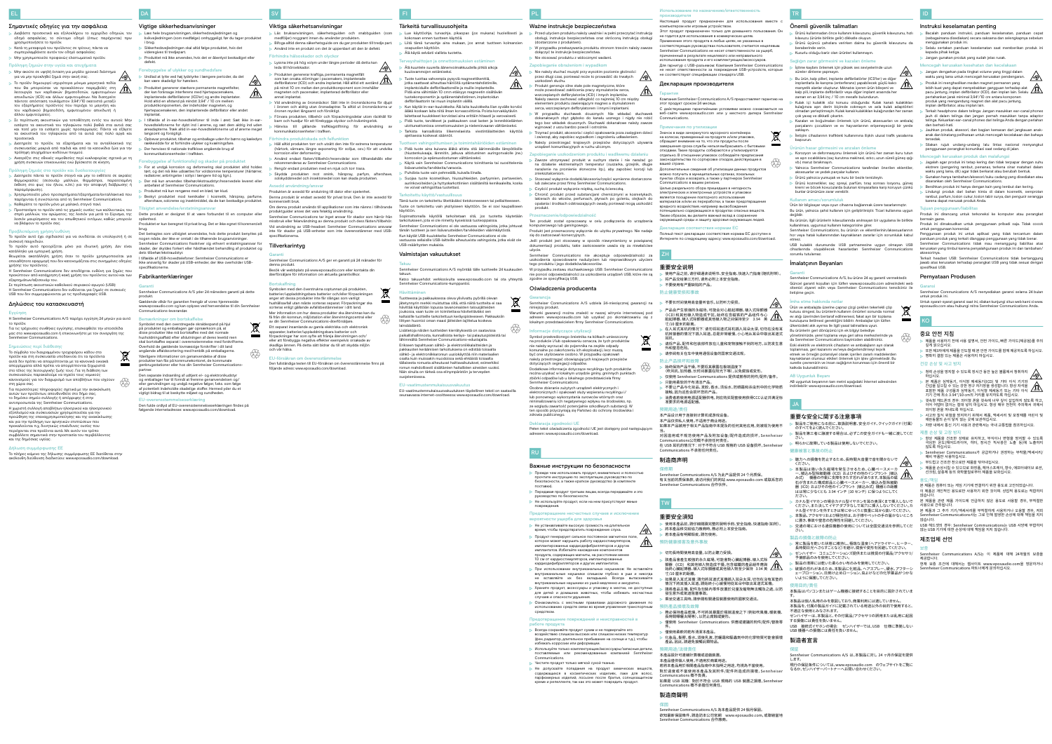EL

# Σημαντικές οδηγίες για την ασφάλεια

## Πρόληψη ζημιών στην υγεία και ατυχήματα

## Πρόληψη ζημιών στο προϊόν και δυσλειτουργίες

## Προβλεπόμενη χρήση/ευθύνη

# Δηλώσεις του κατασκευαστή

## Εγγύηση

## Σημειώσεις περί διάθεσης

## Δήλωση συμμόρφωσης ΕΕ

DA

# Vigtige sikkerhedsanvisninger

## Forebyggelse af ulykker og sundhedsfare

## Forebyggelse af funktionsfejl og skader på produktet

## Tilsigtet anvendelse/ansvarsbegrænsning

# Fabrikanterklæringer

## Garanti

## Bemærkninger om bortskaffelse

## EU-overensstemmelseserklæring

SV

# Viktiga säkerhetsanvisningar

## Förhindra hälsoskador och olyckor

## Förhindra skador på produkten och funktionsfel

## Avsedd användning/ansvar

# Tillverkarintyg

## Garanti

## Bortskaffning

## EU-försäkran om överensstämmelse

FI

# Tärkeitä turvallisuusohjeita

## Terveyshaittojen ja onnettomuuksien estäminen

## Tuotteen vaurioitumisen ja toimintahäiriöiden estäminen

## Tuotteen käyttötarkoitus/vastuu

# Valmistajan vakuutukset

## Takuu

## Hävittäminen

## EU-vaatimustenmukaisuusvakuutus

PL

# Ważne instrukcje bezpieczeństwa

## Zapobieganie obrażeniom i wypadkom

## Zapobieganie uszkodzeniom produktu i usterkom

## Przeznaczenie/odpowiedzialność

# Oświadczenia producenta

## Gwarancja

## Informacje dotyczące utylizacji

## Deklaracja zgodności UE

RU

# Важные инструкции по безопасности

## Предотвращение несчастных случаев и нанесения вреда здоровью

## Предотвращение повреждения и неисправностей в работе продукта

## Использование по назначению/ответственность производителя

# Декларация производителя

## Гарантия

## Примечания по утилизации

## Декларация о соответствии нормам ЕС

ZH

# 重要安全说明

## 防止健康受损和事故

## 防止产品损坏和故障

## 预期用途/责任

# 制造商声明

## 保修期

## 弃置说明

TW

# 重要安全須知

## 預防健康損害與事故

## 預防產品損壞與故障

## 預期用途/責任

# 製造商聲明

## 保固

## 廢棄物處理說明

JA

# 重要な安全に関する注意事項

## 健康被害と事故の防止

## 製品の損傷と故障の防止

## 使用目的/責任

# 製造者宣言

## 保証

TR

# Önemli güvenlik talimatları

## Sağlığa zarar gelmesini ve kazaları önleme

## Ürünün hasar görmesini ve arızaları önleme

## Kullanım amacı/Sorumluluk

# İmalatçının Beyanları

## Garanti

## İmha etme hakkında notlar

## AB Uygunluk Beyanı

ID

# Instruksi keselamatan penting

## Mencegah kerusakan kesehatan dan kecelakaan

## Mencegah kerusakan produk dan malfungsi

## Tujuan penggunaan/liabilitas

# Pernyataan Produsen

## Garansi

KO

# 중요 안전 지침

## 건강 손상 및 사고 방지

## 제품 손상 및 고장 방지

## 용도/책임

# 제조업체 선언

## 보증